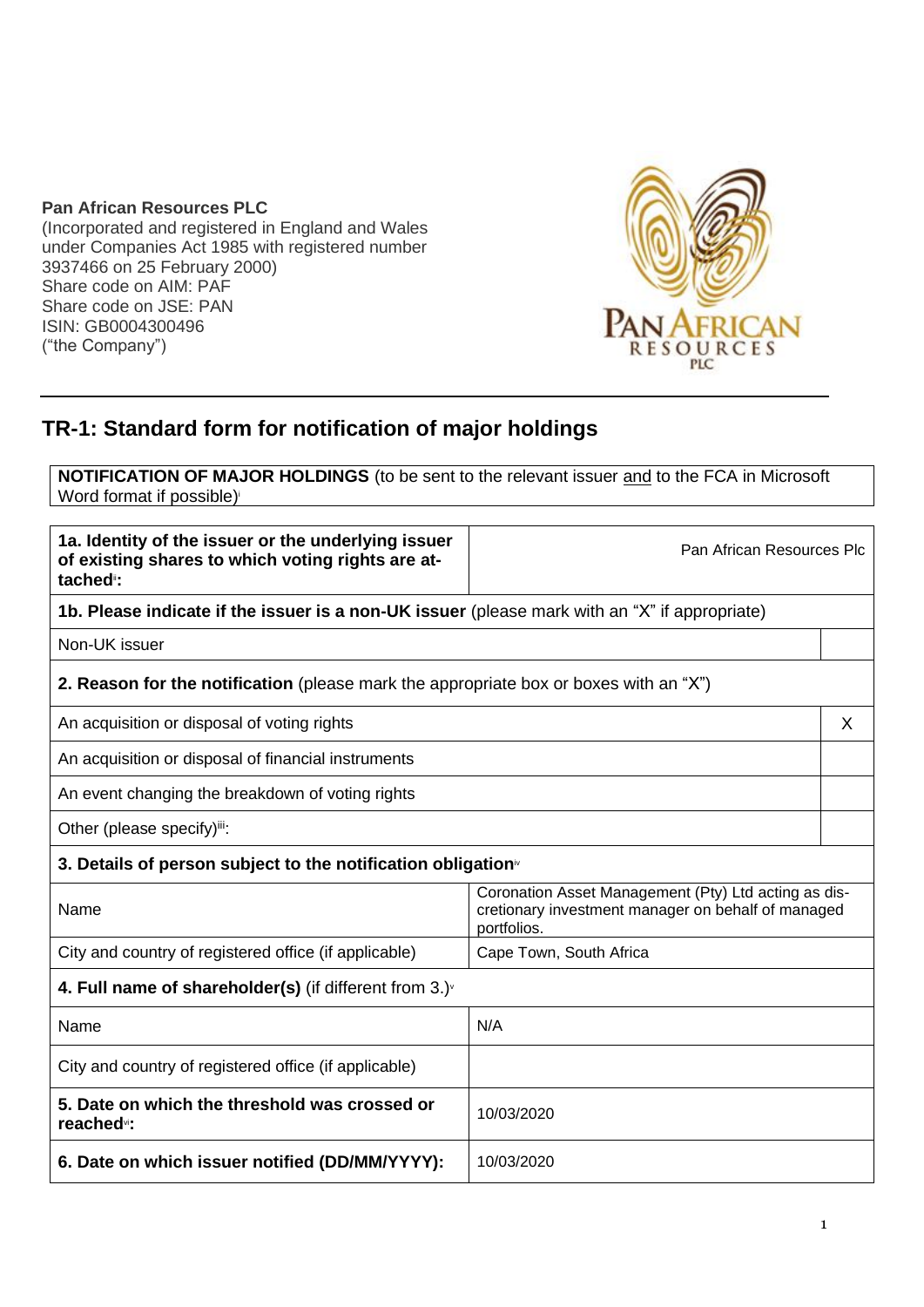**Pan African Resources PLC**
(Incorporated and registered in England and Wales under Companies Act 1985 with registered number 3937466 on 25 February 2000)
Share code on AIM: PAF
Share code on JSE: PAN
ISIN: GB0004300496
("the Company")

# TR-1: Standard form for notification of major holdings

**NOTIFICATION OF MAJOR HOLDINGS** (to be sent to the relevant issuer and to the FCA in Microsoft Word format if possible)[i]

| | |
|---|---|
| **1a. Identity of the issuer or the underlying issuer of existing shares to which voting rights are attached[ii]:** | Pan African Resources Plc |
| **1b. Please indicate if the issuer is a non-UK issuer** (please mark with an "X" if appropriate) | |
| Non-UK issuer | |
| **2. Reason for the notification** (please mark the appropriate box or boxes with an "X") | |
| An acquisition or disposal of voting rights | X |
| An acquisition or disposal of financial instruments | |
| An event changing the breakdown of voting rights | |
| Other (please specify)[iii]: | |
| **3. Details of person subject to the notification obligation**[iv] | |
| Name | Coronation Asset Management (Pty) Ltd acting as discretionary investment manager on behalf of managed portfolios. |
| City and country of registered office (if applicable) | Cape Town, South Africa |
| **4. Full name of shareholder(s)** (if different from 3.)[v] | |
| Name | N/A |
| City and country of registered office (if applicable) | |
| **5. Date on which the threshold was crossed or reached[vi]:** | 10/03/2020 |
| **6. Date on which issuer notified (DD/MM/YYYY):** | 10/03/2020 |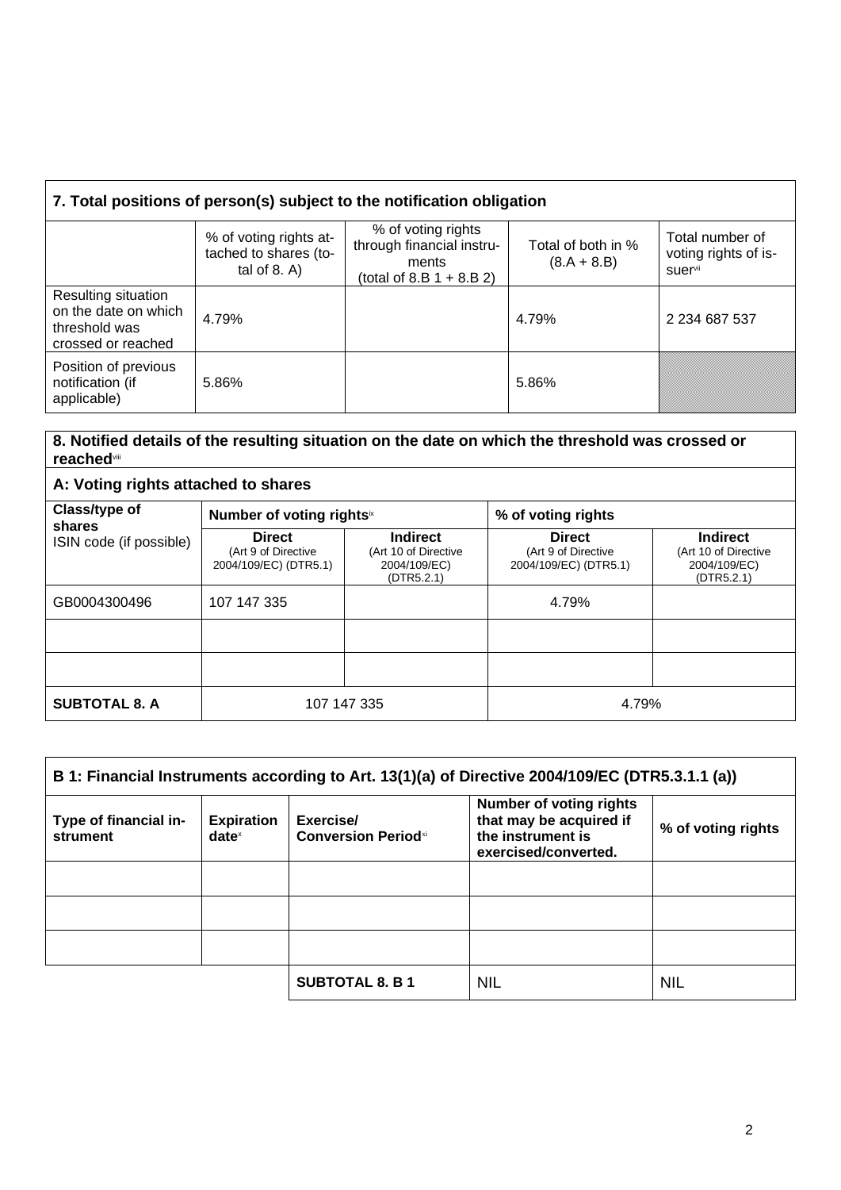## 7. Total positions of person(s) subject to the notification obligation

| | % of voting rights attached to shares (total of 8. A) | % of voting rights through financial instruments (total of 8.B 1 + 8.B 2) | Total of both in % (8.A + 8.B) | Total number of voting rights of issuer[vii] |
|---|---|---|---|---|
| Resulting situation on the date on which threshold was crossed or reached | 4.79% | | 4.79% | 2 234 687 537 |
| Position of previous notification (if applicable) | 5.86% | | 5.86% | |

## 8. Notified details of the resulting situation on the date on which the threshold was crossed or reached[viii]

### A: Voting rights attached to shares

| Class/type of shares ISIN code (if possible) | Number of voting rights[ix] | | % of voting rights | |
|---|---|---|---|---|
| | **Direct** (Art 9 of Directive 2004/109/EC) (DTR5.1) | **Indirect** (Art 10 of Directive 2004/109/EC) (DTR5.2.1) | **Direct** (Art 9 of Directive 2004/109/EC) (DTR5.1) | **Indirect** (Art 10 of Directive 2004/109/EC) (DTR5.2.1) |
| GB0004300496 | 107 147 335 | | 4.79% | |
| | | | | |
| | | | | |
| **SUBTOTAL 8. A** | 107 147 335 | | 4.79% | |

### B 1: Financial Instruments according to Art. 13(1)(a) of Directive 2004/109/EC (DTR5.3.1.1 (a))

| Type of financial instrument | Expiration date[x] | Exercise/ Conversion Period[xi] | Number of voting rights that may be acquired if the instrument is exercised/converted. | % of voting rights |
|---|---|---|---|---|
| | | | | |
| | | | | |
| | | | | |
| | | **SUBTOTAL 8. B 1** | NIL | NIL |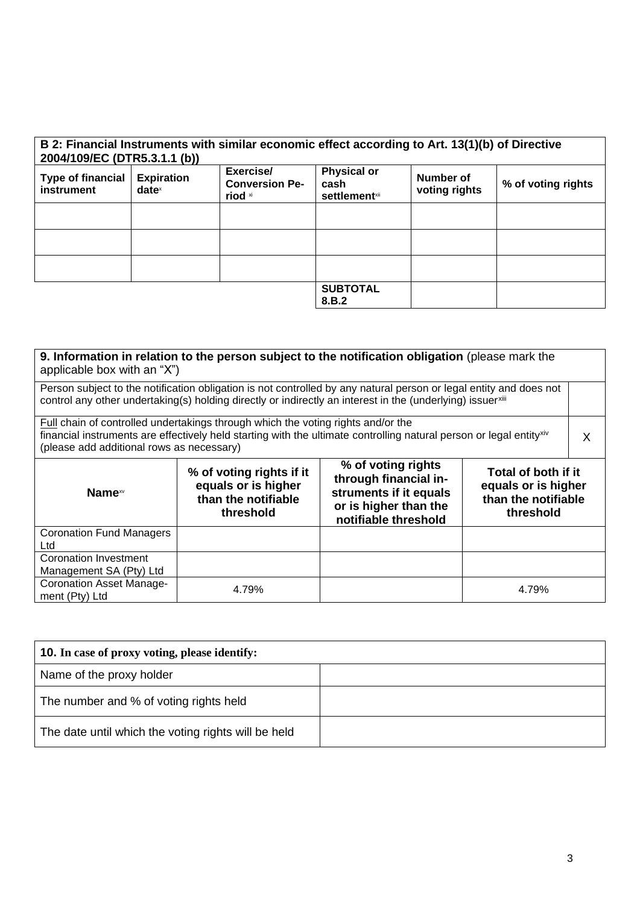| B 2: Financial Instruments with similar economic effect according to Art. 13(1)(b) of Directive 2004/109/EC (DTR5.3.1.1 (b)) | | | | | |
|---|---|---|---|---|---|
| Type of financial instrument | Expiration date[x] | Exercise/ Conversion Period [xi] | Physical or cash settlement[xii] | Number of voting rights | % of voting rights |
| | | | | | |
| | | | | | |
| | | | | | |
| | | | SUBTOTAL 8.B.2 | | |

| 9. Information in relation to the person subject to the notification obligation (please mark the applicable box with an "X") | |
|---|---|
| Person subject to the notification obligation is not controlled by any natural person or legal entity and does not control any other undertaking(s) holding directly or indirectly an interest in the (underlying) issuer[xiii] | |
| Full chain of controlled undertakings through which the voting rights and/or the financial instruments are effectively held starting with the ultimate controlling natural person or legal entity[xiv] (please add additional rows as necessary) | X |

| Name[xv] | % of voting rights if it equals or is higher than the notifiable threshold | % of voting rights through financial instruments if it equals or is higher than the notifiable threshold | Total of both if it equals or is higher than the notifiable threshold |
|---|---|---|---|
| Coronation Fund Managers Ltd | | | |
| Coronation Investment Management SA (Pty) Ltd | | | |
| Coronation Asset Management (Pty) Ltd | 4.79% | | 4.79% |

| 10. In case of proxy voting, please identify: | |
|---|---|
| Name of the proxy holder | |
| The number and % of voting rights held | |
| The date until which the voting rights will be held | |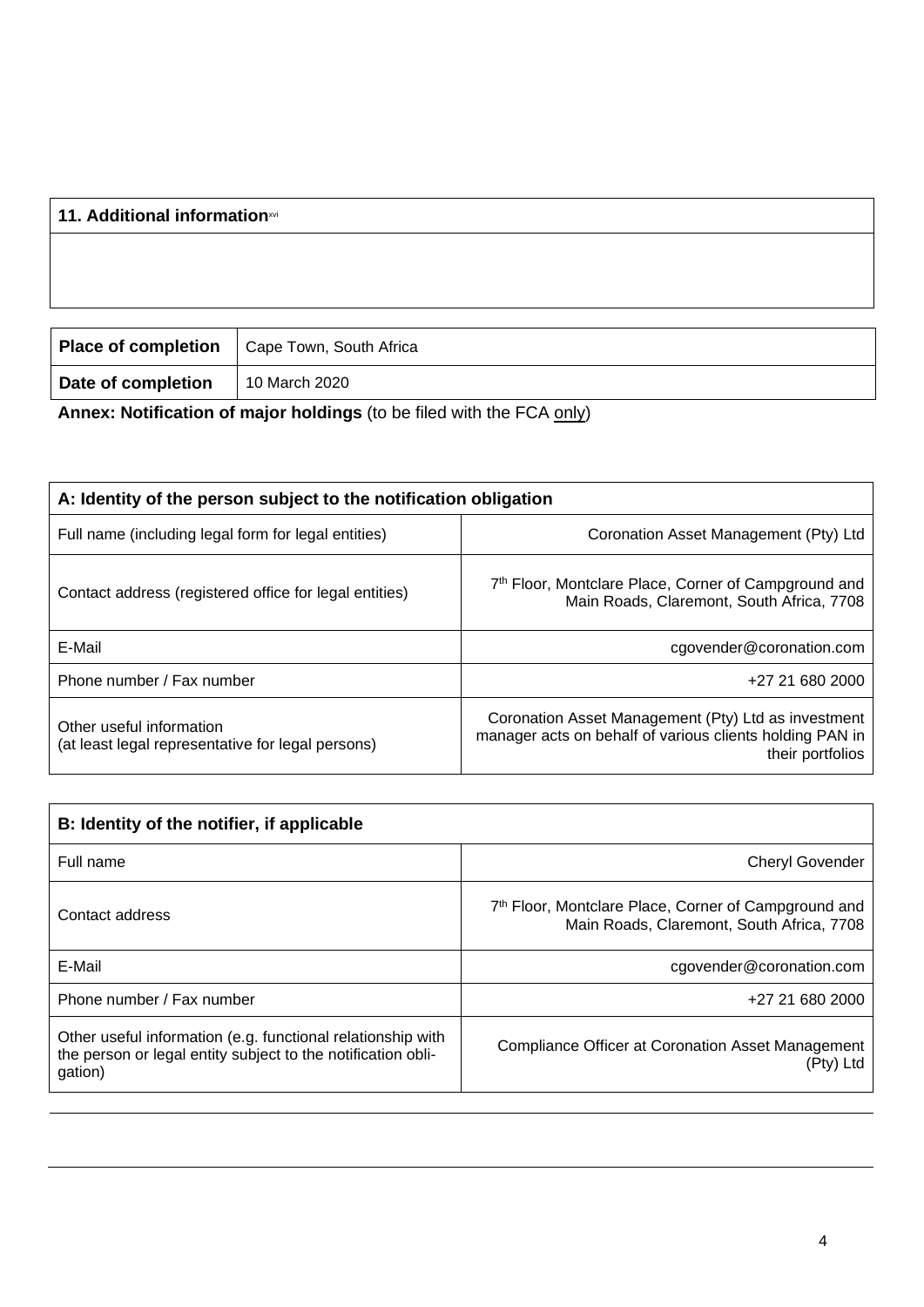| 11. Additional information[xvi] |
| --- |
| |

| | |
| --- | --- |
| **Place of completion** | Cape Town, South Africa |
| **Date of completion** | 10 March 2020 |

**Annex: Notification of major holdings** (to be filed with the FCA only)

| A: Identity of the person subject to the notification obligation | |
| --- | --- |
| Full name (including legal form for legal entities) | Coronation Asset Management (Pty) Ltd |
| Contact address (registered office for legal entities) | 7th Floor, Montclare Place, Corner of Campground and Main Roads, Claremont, South Africa, 7708 |
| E-Mail | cgovender@coronation.com |
| Phone number / Fax number | +27 21 680 2000 |
| Other useful information (at least legal representative for legal persons) | Coronation Asset Management (Pty) Ltd as investment manager acts on behalf of various clients holding PAN in their portfolios |

| B: Identity of the notifier, if applicable | |
| --- | --- |
| Full name | Cheryl Govender |
| Contact address | 7th Floor, Montclare Place, Corner of Campground and Main Roads, Claremont, South Africa, 7708 |
| E-Mail | cgovender@coronation.com |
| Phone number / Fax number | +27 21 680 2000 |
| Other useful information (e.g. functional relationship with the person or legal entity subject to the notification obligation) | Compliance Officer at Coronation Asset Management (Pty) Ltd |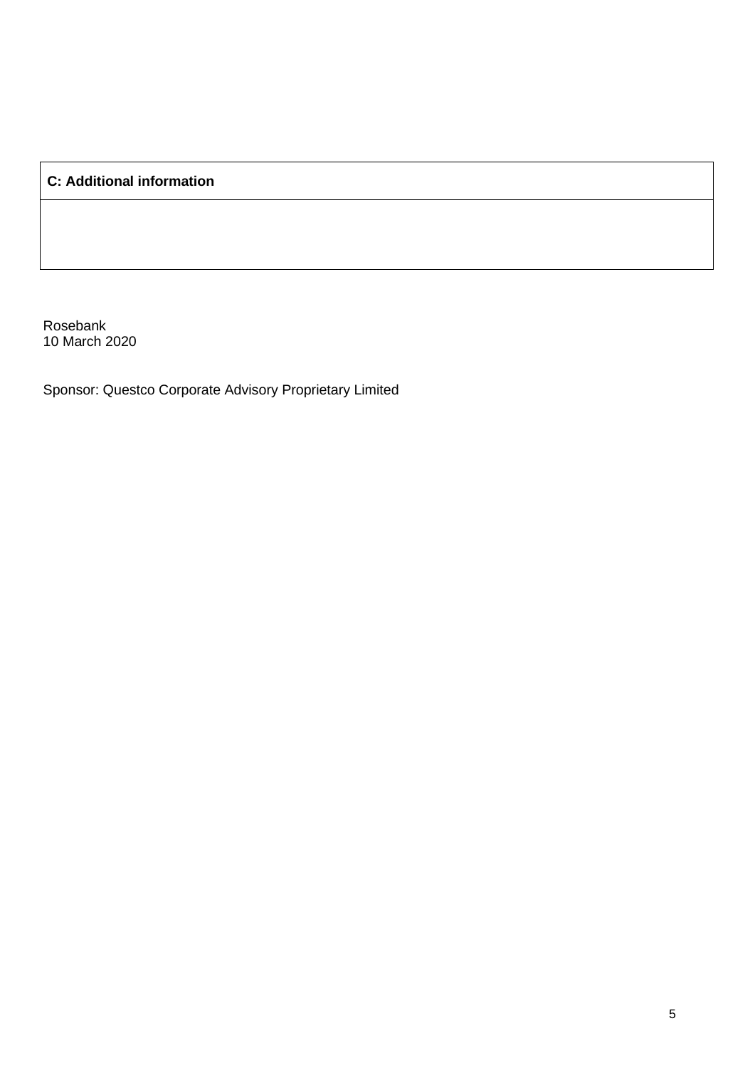| C: Additional information |
| --- |
| |

Rosebank
10 March 2020

Sponsor: Questco Corporate Advisory Proprietary Limited